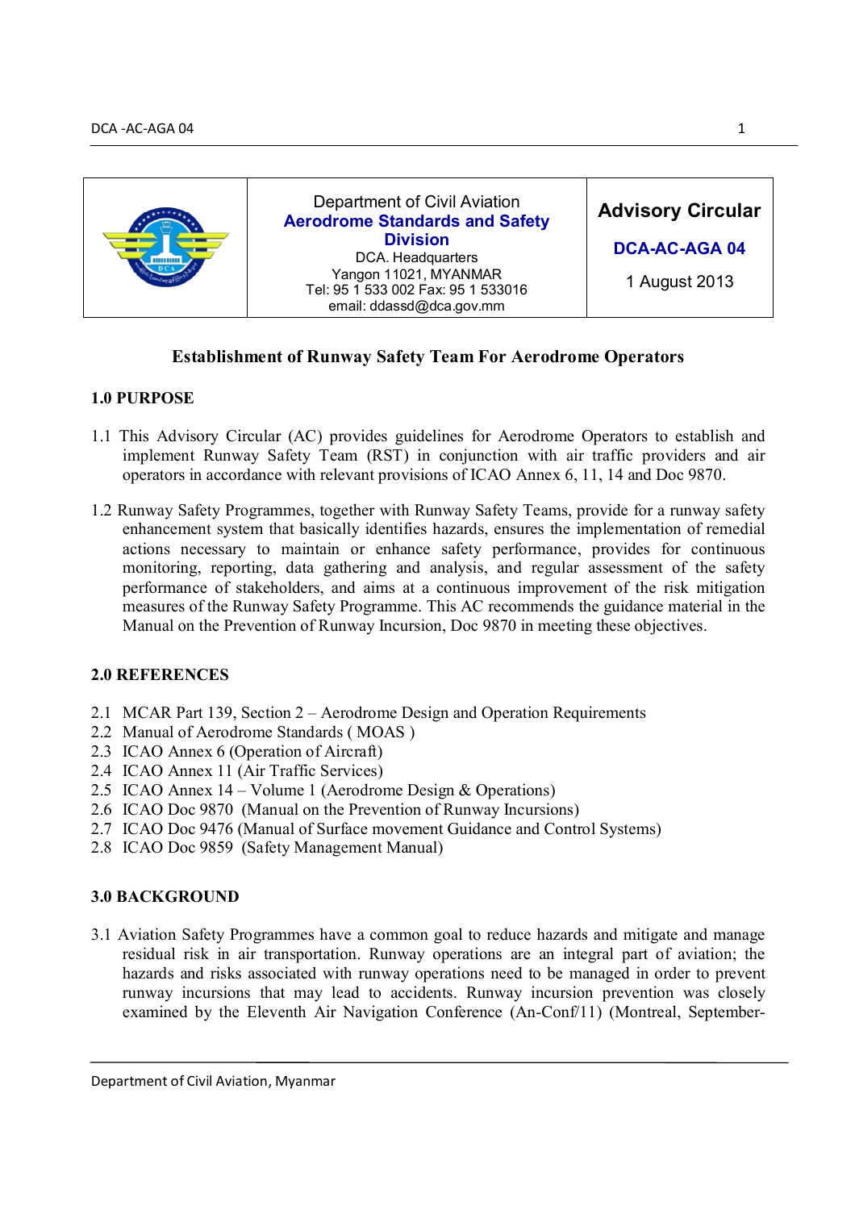| | Department of Civil Aviation<br>**Aerodrome Standards and Safety Division**<br>DCA. Headquarters<br>Yangon 11021, MYANMAR<br>Tel: 95 1 533 002 Fax: 95 1 533016<br>email: ddassd@dca.gov.mm | **Advisory Circular**<br>**DCA-AC-AGA 04**<br>1 August 2013 |
|---|---|---|

## Establishment of Runway Safety Team For Aerodrome Operators

### 1.0 PURPOSE

1.1 This Advisory Circular (AC) provides guidelines for Aerodrome Operators to establish and implement Runway Safety Team (RST) in conjunction with air traffic providers and air operators in accordance with relevant provisions of ICAO Annex 6, 11, 14 and Doc 9870.

1.2 Runway Safety Programmes, together with Runway Safety Teams, provide for a runway safety enhancement system that basically identifies hazards, ensures the implementation of remedial actions necessary to maintain or enhance safety performance, provides for continuous monitoring, reporting, data gathering and analysis, and regular assessment of the safety performance of stakeholders, and aims at a continuous improvement of the risk mitigation measures of the Runway Safety Programme. This AC recommends the guidance material in the Manual on the Prevention of Runway Incursion, Doc 9870 in meeting these objectives.

### 2.0 REFERENCES

2.1 MCAR Part 139, Section 2 – Aerodrome Design and Operation Requirements
2.2 Manual of Aerodrome Standards ( MOAS )
2.3 ICAO Annex 6 (Operation of Aircraft)
2.4 ICAO Annex 11 (Air Traffic Services)
2.5 ICAO Annex 14 – Volume 1 (Aerodrome Design & Operations)
2.6 ICAO Doc 9870 (Manual on the Prevention of Runway Incursions)
2.7 ICAO Doc 9476 (Manual of Surface movement Guidance and Control Systems)
2.8 ICAO Doc 9859 (Safety Management Manual)

### 3.0 BACKGROUND

3.1 Aviation Safety Programmes have a common goal to reduce hazards and mitigate and manage residual risk in air transportation. Runway operations are an integral part of aviation; the hazards and risks associated with runway operations need to be managed in order to prevent runway incursions that may lead to accidents. Runway incursion prevention was closely examined by the Eleventh Air Navigation Conference (An-Conf/11) (Montreal, September-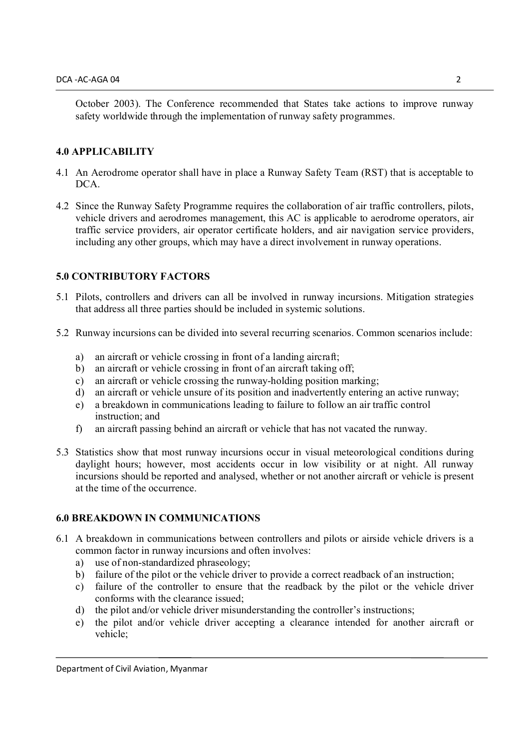October 2003). The Conference recommended that States take actions to improve runway safety worldwide through the implementation of runway safety programmes.

## 4.0 APPLICABILITY

4.1 An Aerodrome operator shall have in place a Runway Safety Team (RST) that is acceptable to DCA.

4.2 Since the Runway Safety Programme requires the collaboration of air traffic controllers, pilots, vehicle drivers and aerodromes management, this AC is applicable to aerodrome operators, air traffic service providers, air operator certificate holders, and air navigation service providers, including any other groups, which may have a direct involvement in runway operations.

## 5.0 CONTRIBUTORY FACTORS

5.1 Pilots, controllers and drivers can all be involved in runway incursions. Mitigation strategies that address all three parties should be included in systemic solutions.

5.2 Runway incursions can be divided into several recurring scenarios. Common scenarios include:

a) an aircraft or vehicle crossing in front of a landing aircraft;
b) an aircraft or vehicle crossing in front of an aircraft taking off;
c) an aircraft or vehicle crossing the runway-holding position marking;
d) an aircraft or vehicle unsure of its position and inadvertently entering an active runway;
e) a breakdown in communications leading to failure to follow an air traffic control instruction; and
f) an aircraft passing behind an aircraft or vehicle that has not vacated the runway.

5.3 Statistics show that most runway incursions occur in visual meteorological conditions during daylight hours; however, most accidents occur in low visibility or at night. All runway incursions should be reported and analysed, whether or not another aircraft or vehicle is present at the time of the occurrence.

## 6.0 BREAKDOWN IN COMMUNICATIONS

6.1 A breakdown in communications between controllers and pilots or airside vehicle drivers is a common factor in runway incursions and often involves:

a) use of non-standardized phraseology;
b) failure of the pilot or the vehicle driver to provide a correct readback of an instruction;
c) failure of the controller to ensure that the readback by the pilot or the vehicle driver conforms with the clearance issued;
d) the pilot and/or vehicle driver misunderstanding the controller's instructions;
e) the pilot and/or vehicle driver accepting a clearance intended for another aircraft or vehicle;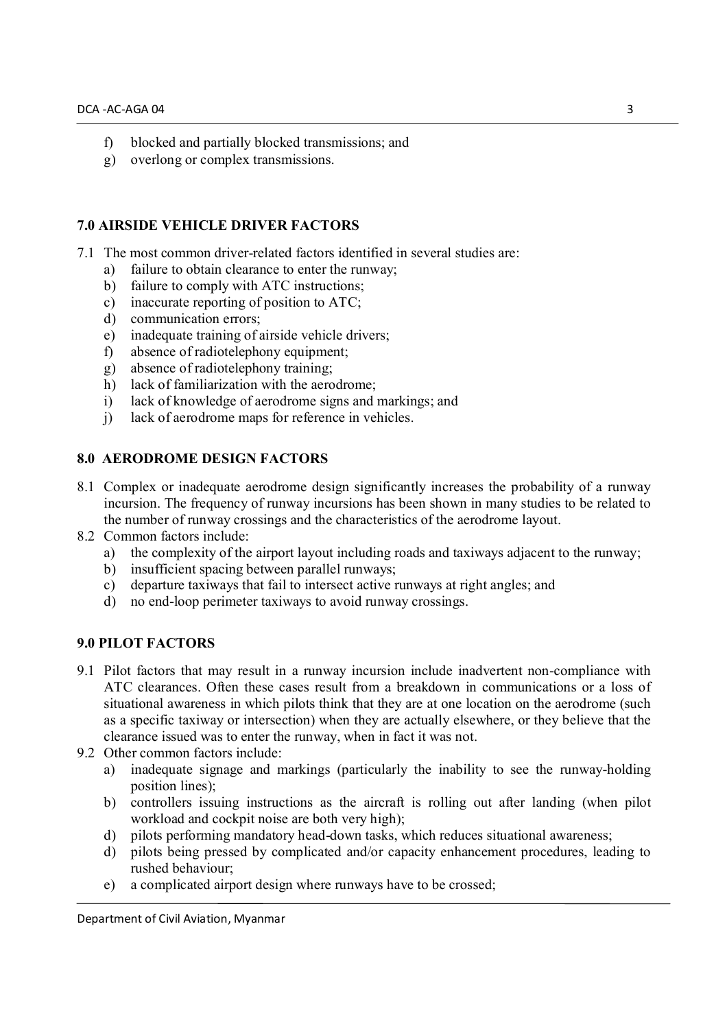f) blocked and partially blocked transmissions; and
g) overlong or complex transmissions.

## 7.0 AIRSIDE VEHICLE DRIVER FACTORS

7.1 The most common driver-related factors identified in several studies are:

a) failure to obtain clearance to enter the runway;
b) failure to comply with ATC instructions;
c) inaccurate reporting of position to ATC;
d) communication errors;
e) inadequate training of airside vehicle drivers;
f) absence of radiotelephony equipment;
g) absence of radiotelephony training;
h) lack of familiarization with the aerodrome;
i) lack of knowledge of aerodrome signs and markings; and
j) lack of aerodrome maps for reference in vehicles.

## 8.0 AERODROME DESIGN FACTORS

8.1 Complex or inadequate aerodrome design significantly increases the probability of a runway incursion. The frequency of runway incursions has been shown in many studies to be related to the number of runway crossings and the characteristics of the aerodrome layout.

8.2 Common factors include:

a) the complexity of the airport layout including roads and taxiways adjacent to the runway;
b) insufficient spacing between parallel runways;
c) departure taxiways that fail to intersect active runways at right angles; and
d) no end-loop perimeter taxiways to avoid runway crossings.

## 9.0 PILOT FACTORS

9.1 Pilot factors that may result in a runway incursion include inadvertent non-compliance with ATC clearances. Often these cases result from a breakdown in communications or a loss of situational awareness in which pilots think that they are at one location on the aerodrome (such as a specific taxiway or intersection) when they are actually elsewhere, or they believe that the clearance issued was to enter the runway, when in fact it was not.

9.2 Other common factors include:

a) inadequate signage and markings (particularly the inability to see the runway-holding position lines);
b) controllers issuing instructions as the aircraft is rolling out after landing (when pilot workload and cockpit noise are both very high);
d) pilots performing mandatory head-down tasks, which reduces situational awareness;
d) pilots being pressed by complicated and/or capacity enhancement procedures, leading to rushed behaviour;
e) a complicated airport design where runways have to be crossed;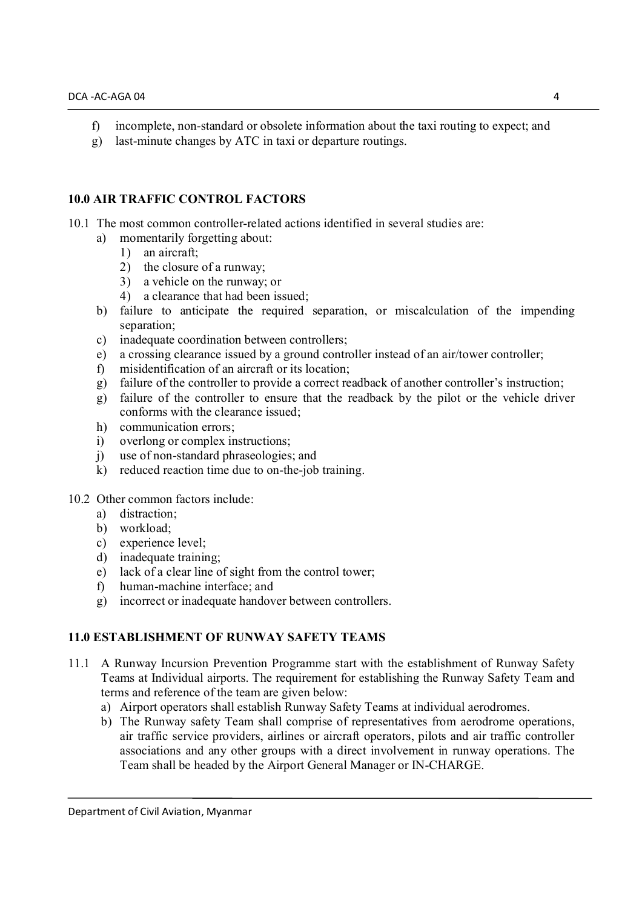f) incomplete, non-standard or obsolete information about the taxi routing to expect; and

g) last-minute changes by ATC in taxi or departure routings.

## 10.0 AIR TRAFFIC CONTROL FACTORS

10.1 The most common controller-related actions identified in several studies are:

- a) momentarily forgetting about:
  - 1) an aircraft;
  - 2) the closure of a runway;
  - 3) a vehicle on the runway; or
  - 4) a clearance that had been issued;
- b) failure to anticipate the required separation, or miscalculation of the impending separation;
- c) inadequate coordination between controllers;
- e) a crossing clearance issued by a ground controller instead of an air/tower controller;
- f) misidentification of an aircraft or its location;
- g) failure of the controller to provide a correct readback of another controller's instruction;
- g) failure of the controller to ensure that the readback by the pilot or the vehicle driver conforms with the clearance issued;
- h) communication errors;
- i) overlong or complex instructions;
- j) use of non-standard phraseologies; and
- k) reduced reaction time due to on-the-job training.

10.2 Other common factors include:

- a) distraction;
- b) workload;
- c) experience level;
- d) inadequate training;
- e) lack of a clear line of sight from the control tower;
- f) human-machine interface; and
- g) incorrect or inadequate handover between controllers.

## 11.0 ESTABLISHMENT OF RUNWAY SAFETY TEAMS

11.1 A Runway Incursion Prevention Programme start with the establishment of Runway Safety Teams at Individual airports. The requirement for establishing the Runway Safety Team and terms and reference of the team are given below:

- a) Airport operators shall establish Runway Safety Teams at individual aerodromes.
- b) The Runway safety Team shall comprise of representatives from aerodrome operations, air traffic service providers, airlines or aircraft operators, pilots and air traffic controller associations and any other groups with a direct involvement in runway operations. The Team shall be headed by the Airport General Manager or IN-CHARGE.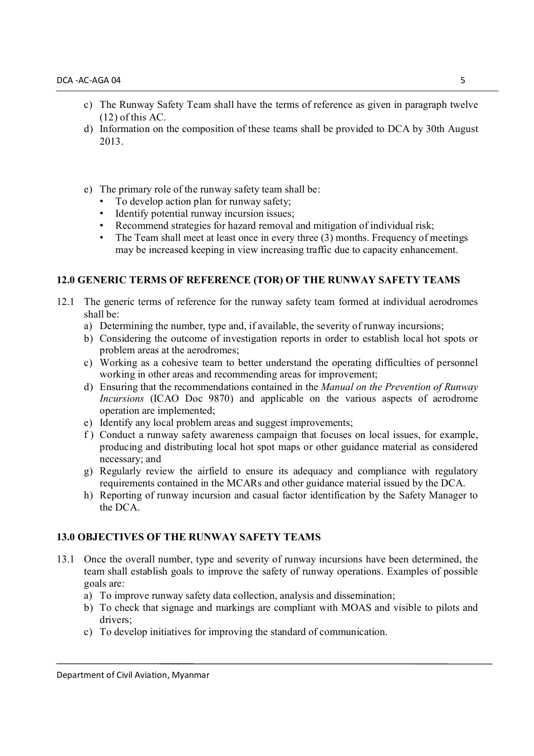c) The Runway Safety Team shall have the terms of reference as given in paragraph twelve (12) of this AC.

d) Information on the composition of these teams shall be provided to DCA by 30th August 2013.

e) The primary role of the runway safety team shall be:
   - To develop action plan for runway safety;
   - Identify potential runway incursion issues;
   - Recommend strategies for hazard removal and mitigation of individual risk;
   - The Team shall meet at least once in every three (3) months. Frequency of meetings may be increased keeping in view increasing traffic due to capacity enhancement.

## 12.0 GENERIC TERMS OF REFERENCE (TOR) OF THE RUNWAY SAFETY TEAMS

12.1 The generic terms of reference for the runway safety team formed at individual aerodromes shall be:

a) Determining the number, type and, if available, the severity of runway incursions;

b) Considering the outcome of investigation reports in order to establish local hot spots or problem areas at the aerodromes;

c) Working as a cohesive team to better understand the operating difficulties of personnel working in other areas and recommending areas for improvement;

d) Ensuring that the recommendations contained in the *Manual on the Prevention of Runway Incursions* (ICAO Doc 9870) and applicable on the various aspects of aerodrome operation are implemented;

e) Identify any local problem areas and suggest improvements;

f ) Conduct a runway safety awareness campaign that focuses on local issues, for example, producing and distributing local hot spot maps or other guidance material as considered necessary; and

g) Regularly review the airfield to ensure its adequacy and compliance with regulatory requirements contained in the MCARs and other guidance material issued by the DCA.

h) Reporting of runway incursion and casual factor identification by the Safety Manager to the DCA.

## 13.0 OBJECTIVES OF THE RUNWAY SAFETY TEAMS

13.1 Once the overall number, type and severity of runway incursions have been determined, the team shall establish goals to improve the safety of runway operations. Examples of possible goals are:

a) To improve runway safety data collection, analysis and dissemination;

b) To check that signage and markings are compliant with MOAS and visible to pilots and drivers;

c) To develop initiatives for improving the standard of communication.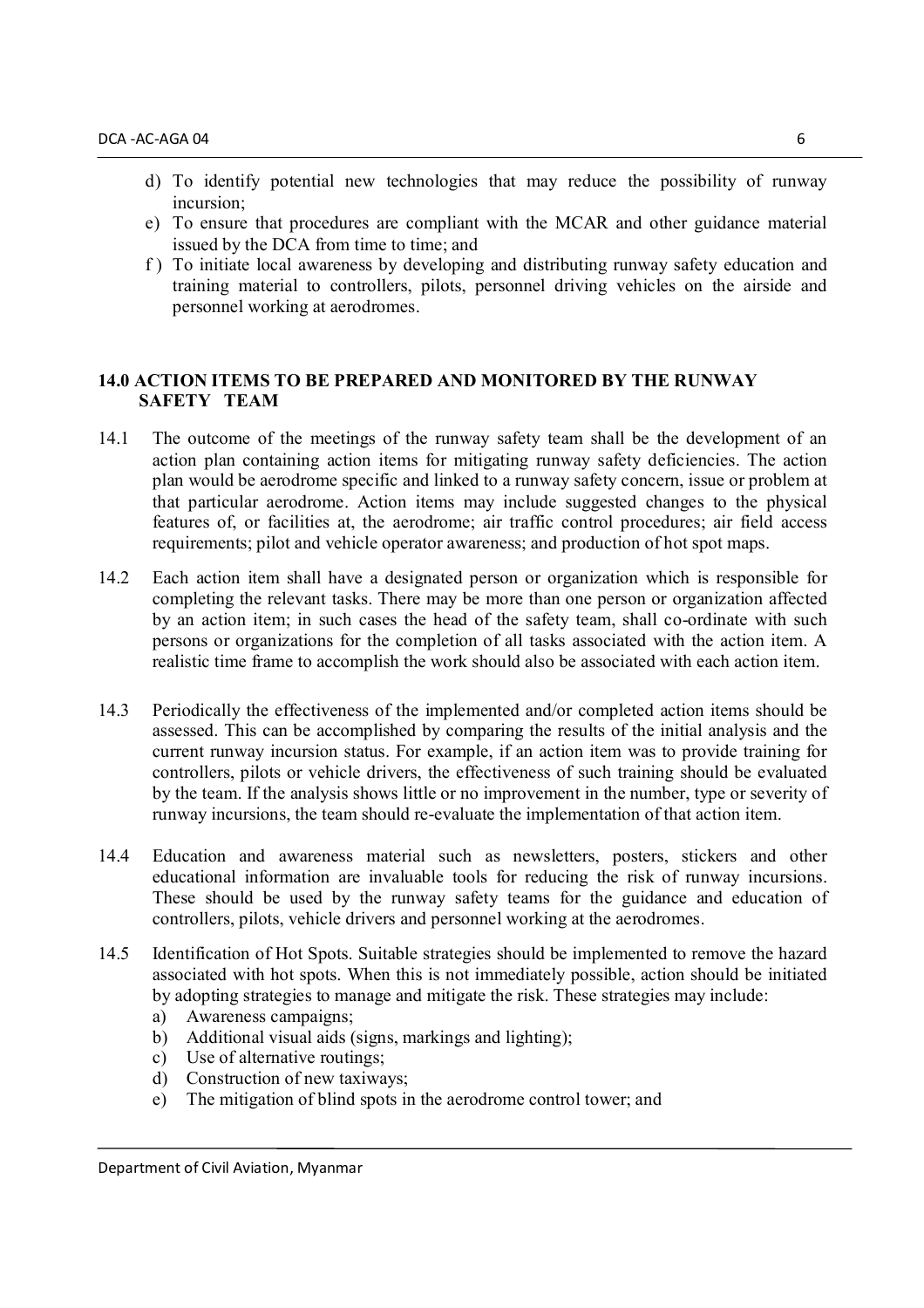d) To identify potential new technologies that may reduce the possibility of runway incursion;
e) To ensure that procedures are compliant with the MCAR and other guidance material issued by the DCA from time to time; and
f ) To initiate local awareness by developing and distributing runway safety education and training material to controllers, pilots, personnel driving vehicles on the airside and personnel working at aerodromes.

## 14.0 ACTION ITEMS TO BE PREPARED AND MONITORED BY THE RUNWAY SAFETY TEAM

14.1 The outcome of the meetings of the runway safety team shall be the development of an action plan containing action items for mitigating runway safety deficiencies. The action plan would be aerodrome specific and linked to a runway safety concern, issue or problem at that particular aerodrome. Action items may include suggested changes to the physical features of, or facilities at, the aerodrome; air traffic control procedures; air field access requirements; pilot and vehicle operator awareness; and production of hot spot maps.

14.2 Each action item shall have a designated person or organization which is responsible for completing the relevant tasks. There may be more than one person or organization affected by an action item; in such cases the head of the safety team, shall co-ordinate with such persons or organizations for the completion of all tasks associated with the action item. A realistic time frame to accomplish the work should also be associated with each action item.

14.3 Periodically the effectiveness of the implemented and/or completed action items should be assessed. This can be accomplished by comparing the results of the initial analysis and the current runway incursion status. For example, if an action item was to provide training for controllers, pilots or vehicle drivers, the effectiveness of such training should be evaluated by the team. If the analysis shows little or no improvement in the number, type or severity of runway incursions, the team should re-evaluate the implementation of that action item.

14.4 Education and awareness material such as newsletters, posters, stickers and other educational information are invaluable tools for reducing the risk of runway incursions. These should be used by the runway safety teams for the guidance and education of controllers, pilots, vehicle drivers and personnel working at the aerodromes.

14.5 Identification of Hot Spots. Suitable strategies should be implemented to remove the hazard associated with hot spots. When this is not immediately possible, action should be initiated by adopting strategies to manage and mitigate the risk. These strategies may include:

a) Awareness campaigns;
b) Additional visual aids (signs, markings and lighting);
c) Use of alternative routings;
d) Construction of new taxiways;
e) The mitigation of blind spots in the aerodrome control tower; and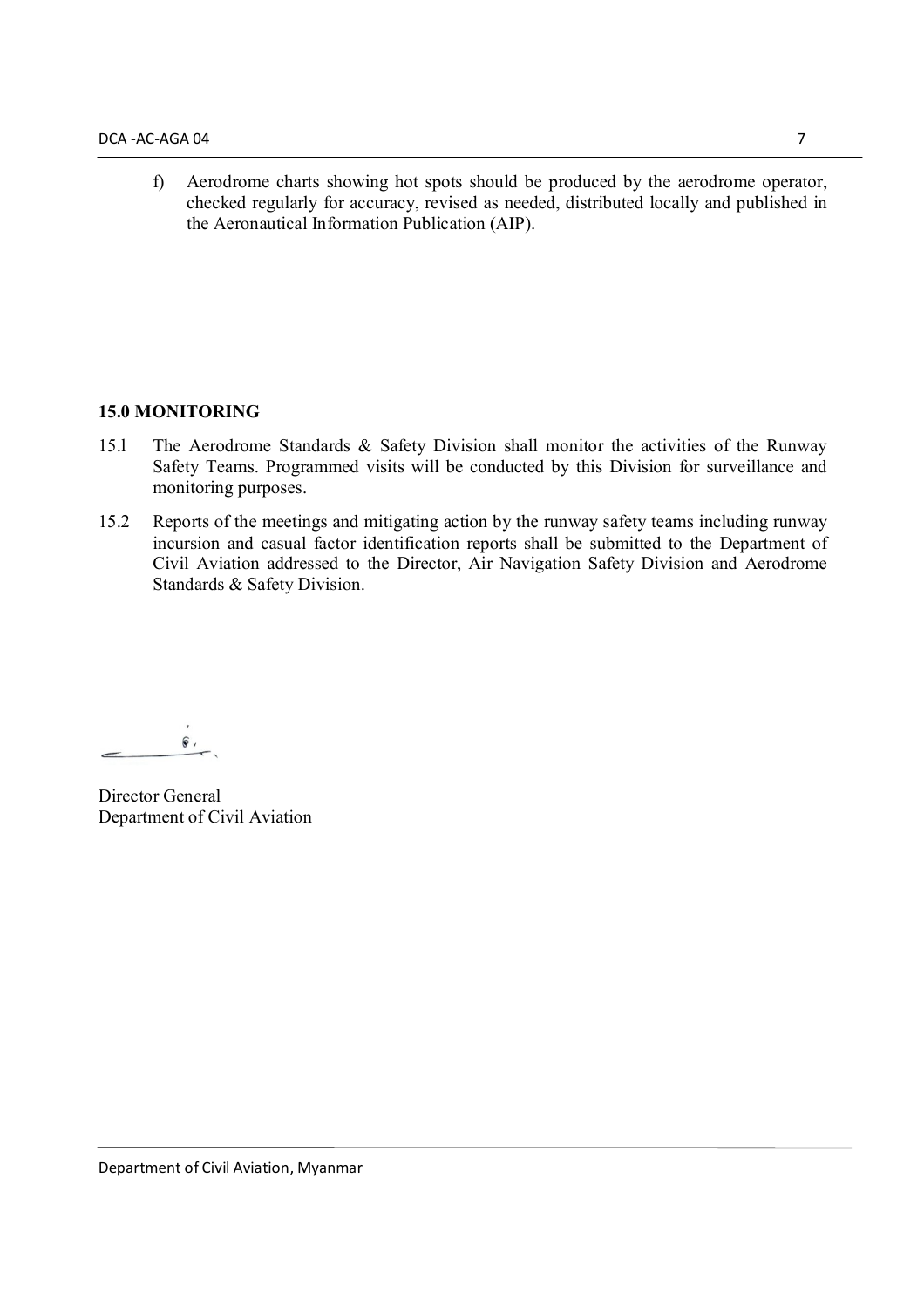f) Aerodrome charts showing hot spots should be produced by the aerodrome operator, checked regularly for accuracy, revised as needed, distributed locally and published in the Aeronautical Information Publication (AIP).

## 15.0 MONITORING

15.1 The Aerodrome Standards & Safety Division shall monitor the activities of the Runway Safety Teams. Programmed visits will be conducted by this Division for surveillance and monitoring purposes.

15.2 Reports of the meetings and mitigating action by the runway safety teams including runway incursion and casual factor identification reports shall be submitted to the Department of Civil Aviation addressed to the Director, Air Navigation Safety Division and Aerodrome Standards & Safety Division.

Director General
Department of Civil Aviation